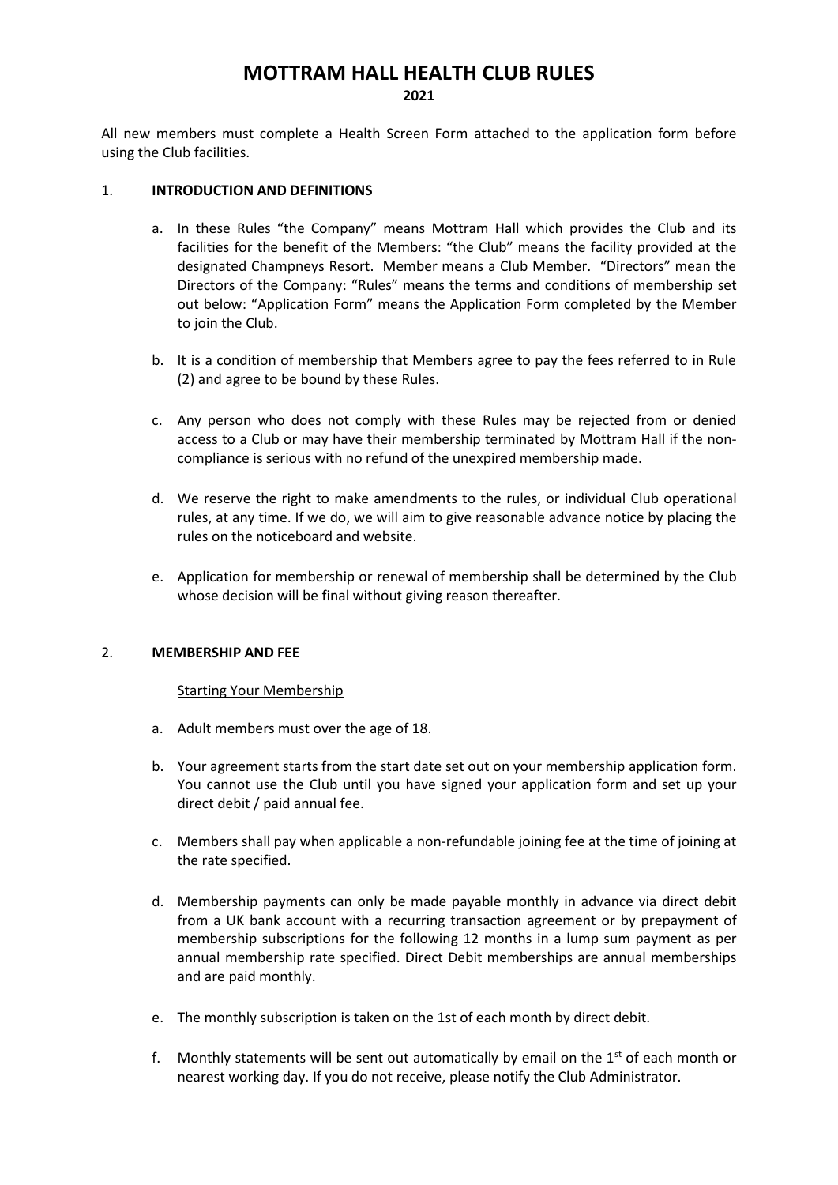# MOTTRAM HALL HEALTH CLUB RULES

**2021**

All new members must complete a Health Screen Form attached to the application form before using the Club facilities.

## 1. INTRODUCTION AND DEFINITIONS

a. In these Rules "the Company" means Mottram Hall which provides the Club and its facilities for the benefit of the Members: "the Club" means the facility provided at the designated Champneys Resort. Member means a Club Member. "Directors" mean the Directors of the Company: "Rules" means the terms and conditions of membership set out below: "Application Form" means the Application Form completed by the Member to join the Club.

b. It is a condition of membership that Members agree to pay the fees referred to in Rule (2) and agree to be bound by these Rules.

c. Any person who does not comply with these Rules may be rejected from or denied access to a Club or may have their membership terminated by Mottram Hall if the non-compliance is serious with no refund of the unexpired membership made.

d. We reserve the right to make amendments to the rules, or individual Club operational rules, at any time. If we do, we will aim to give reasonable advance notice by placing the rules on the noticeboard and website.

e. Application for membership or renewal of membership shall be determined by the Club whose decision will be final without giving reason thereafter.

## 2. MEMBERSHIP AND FEE

<u>Starting Your Membership</u>

a. Adult members must over the age of 18.

b. Your agreement starts from the start date set out on your membership application form. You cannot use the Club until you have signed your application form and set up your direct debit / paid annual fee.

c. Members shall pay when applicable a non-refundable joining fee at the time of joining at the rate specified.

d. Membership payments can only be made payable monthly in advance via direct debit from a UK bank account with a recurring transaction agreement or by prepayment of membership subscriptions for the following 12 months in a lump sum payment as per annual membership rate specified. Direct Debit memberships are annual memberships and are paid monthly.

e. The monthly subscription is taken on the 1st of each month by direct debit.

f. Monthly statements will be sent out automatically by email on the 1st of each month or nearest working day. If you do not receive, please notify the Club Administrator.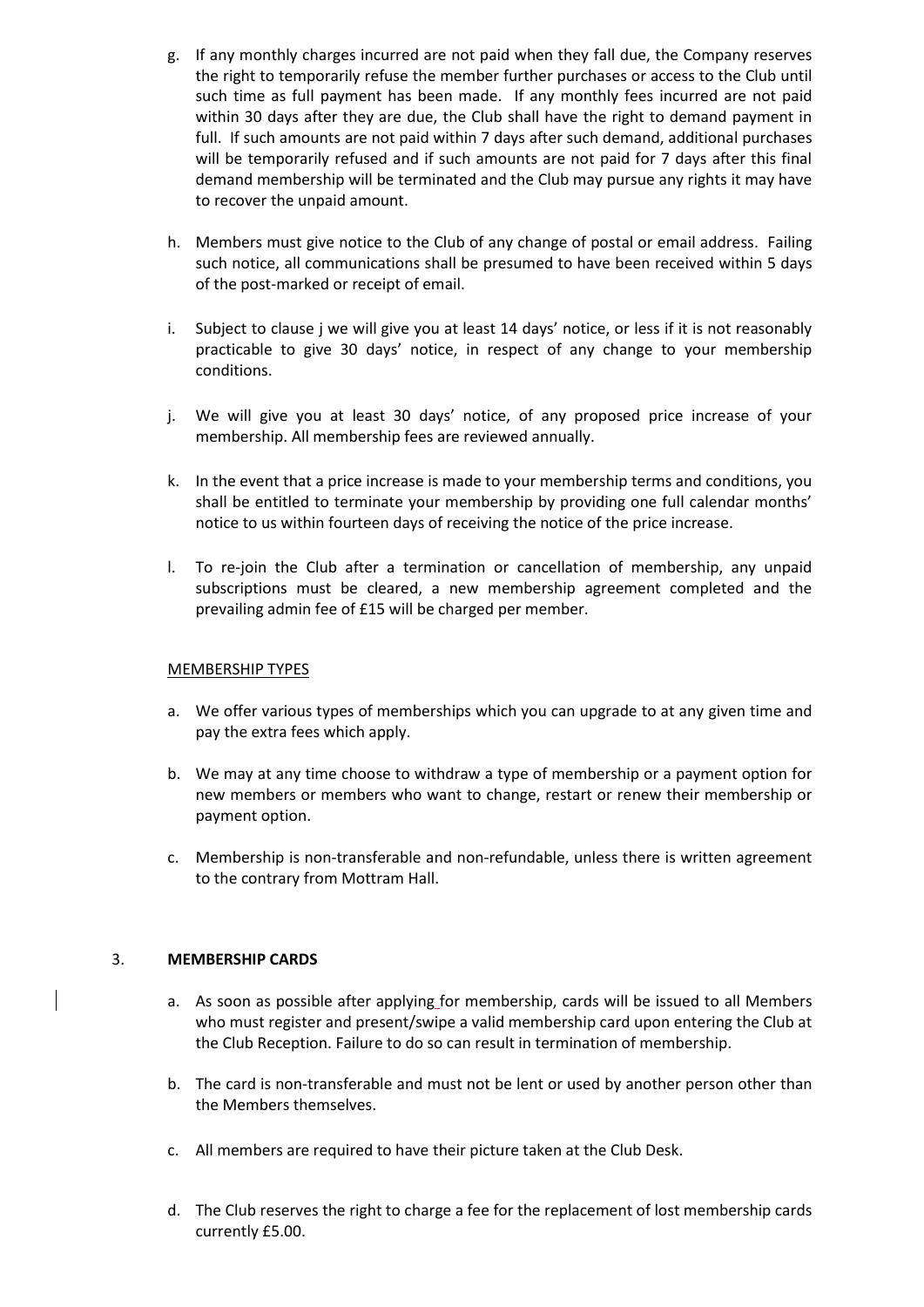g. If any monthly charges incurred are not paid when they fall due, the Company reserves the right to temporarily refuse the member further purchases or access to the Club until such time as full payment has been made. If any monthly fees incurred are not paid within 30 days after they are due, the Club shall have the right to demand payment in full. If such amounts are not paid within 7 days after such demand, additional purchases will be temporarily refused and if such amounts are not paid for 7 days after this final demand membership will be terminated and the Club may pursue any rights it may have to recover the unpaid amount.

h. Members must give notice to the Club of any change of postal or email address. Failing such notice, all communications shall be presumed to have been received within 5 days of the post-marked or receipt of email.

i. Subject to clause j we will give you at least 14 days' notice, or less if it is not reasonably practicable to give 30 days' notice, in respect of any change to your membership conditions.

j. We will give you at least 30 days' notice, of any proposed price increase of your membership. All membership fees are reviewed annually.

k. In the event that a price increase is made to your membership terms and conditions, you shall be entitled to terminate your membership by providing one full calendar months' notice to us within fourteen days of receiving the notice of the price increase.

l. To re-join the Club after a termination or cancellation of membership, any unpaid subscriptions must be cleared, a new membership agreement completed and the prevailing admin fee of £15 will be charged per member.

MEMBERSHIP TYPES

a. We offer various types of memberships which you can upgrade to at any given time and pay the extra fees which apply.

b. We may at any time choose to withdraw a type of membership or a payment option for new members or members who want to change, restart or renew their membership or payment option.

c. Membership is non-transferable and non-refundable, unless there is written agreement to the contrary from Mottram Hall.

## 3. MEMBERSHIP CARDS

a. As soon as possible after applying for membership, cards will be issued to all Members who must register and present/swipe a valid membership card upon entering the Club at the Club Reception. Failure to do so can result in termination of membership.

b. The card is non-transferable and must not be lent or used by another person other than the Members themselves.

c. All members are required to have their picture taken at the Club Desk.

d. The Club reserves the right to charge a fee for the replacement of lost membership cards currently £5.00.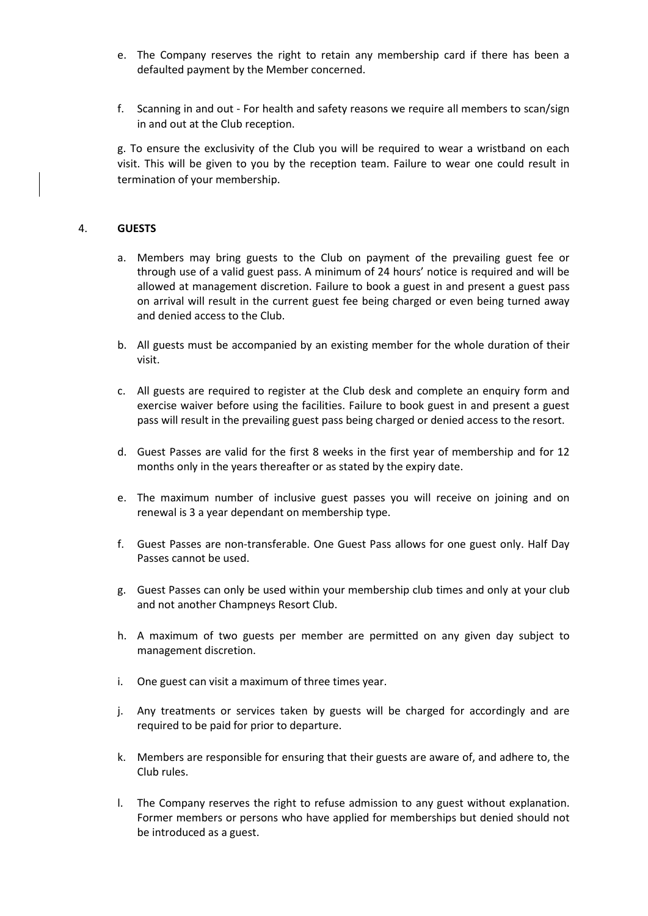e. The Company reserves the right to retain any membership card if there has been a defaulted payment by the Member concerned.

f. Scanning in and out - For health and safety reasons we require all members to scan/sign in and out at the Club reception.

g. To ensure the exclusivity of the Club you will be required to wear a wristband on each visit. This will be given to you by the reception team. Failure to wear one could result in termination of your membership.

## 4. GUESTS

a. Members may bring guests to the Club on payment of the prevailing guest fee or through use of a valid guest pass. A minimum of 24 hours' notice is required and will be allowed at management discretion. Failure to book a guest in and present a guest pass on arrival will result in the current guest fee being charged or even being turned away and denied access to the Club.

b. All guests must be accompanied by an existing member for the whole duration of their visit.

c. All guests are required to register at the Club desk and complete an enquiry form and exercise waiver before using the facilities. Failure to book guest in and present a guest pass will result in the prevailing guest pass being charged or denied access to the resort.

d. Guest Passes are valid for the first 8 weeks in the first year of membership and for 12 months only in the years thereafter or as stated by the expiry date.

e. The maximum number of inclusive guest passes you will receive on joining and on renewal is 3 a year dependant on membership type.

f. Guest Passes are non-transferable. One Guest Pass allows for one guest only. Half Day Passes cannot be used.

g. Guest Passes can only be used within your membership club times and only at your club and not another Champneys Resort Club.

h. A maximum of two guests per member are permitted on any given day subject to management discretion.

i. One guest can visit a maximum of three times year.

j. Any treatments or services taken by guests will be charged for accordingly and are required to be paid for prior to departure.

k. Members are responsible for ensuring that their guests are aware of, and adhere to, the Club rules.

l. The Company reserves the right to refuse admission to any guest without explanation. Former members or persons who have applied for memberships but denied should not be introduced as a guest.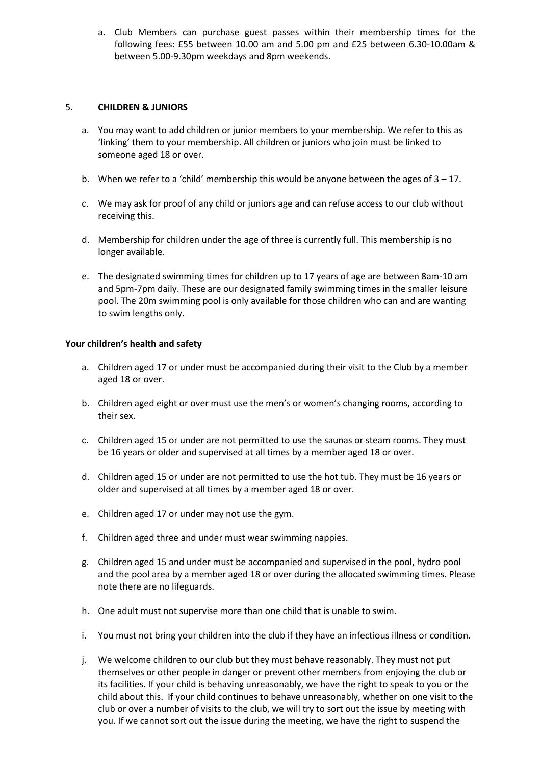a. Club Members can purchase guest passes within their membership times for the following fees: £55 between 10.00 am and 5.00 pm and £25 between 6.30-10.00am & between 5.00-9.30pm weekdays and 8pm weekends.

## 5. CHILDREN & JUNIORS

a. You may want to add children or junior members to your membership. We refer to this as 'linking' them to your membership. All children or juniors who join must be linked to someone aged 18 or over.

b. When we refer to a 'child' membership this would be anyone between the ages of 3 – 17.

c. We may ask for proof of any child or juniors age and can refuse access to our club without receiving this.

d. Membership for children under the age of three is currently full. This membership is no longer available.

e. The designated swimming times for children up to 17 years of age are between 8am-10 am and 5pm-7pm daily. These are our designated family swimming times in the smaller leisure pool. The 20m swimming pool is only available for those children who can and are wanting to swim lengths only.

**Your children's health and safety**

a. Children aged 17 or under must be accompanied during their visit to the Club by a member aged 18 or over.

b. Children aged eight or over must use the men's or women's changing rooms, according to their sex.

c. Children aged 15 or under are not permitted to use the saunas or steam rooms. They must be 16 years or older and supervised at all times by a member aged 18 or over.

d. Children aged 15 or under are not permitted to use the hot tub. They must be 16 years or older and supervised at all times by a member aged 18 or over.

e. Children aged 17 or under may not use the gym.

f. Children aged three and under must wear swimming nappies.

g. Children aged 15 and under must be accompanied and supervised in the pool, hydro pool and the pool area by a member aged 18 or over during the allocated swimming times. Please note there are no lifeguards.

h. One adult must not supervise more than one child that is unable to swim.

i. You must not bring your children into the club if they have an infectious illness or condition.

j. We welcome children to our club but they must behave reasonably. They must not put themselves or other people in danger or prevent other members from enjoying the club or its facilities. If your child is behaving unreasonably, we have the right to speak to you or the child about this. If your child continues to behave unreasonably, whether on one visit to the club or over a number of visits to the club, we will try to sort out the issue by meeting with you. If we cannot sort out the issue during the meeting, we have the right to suspend the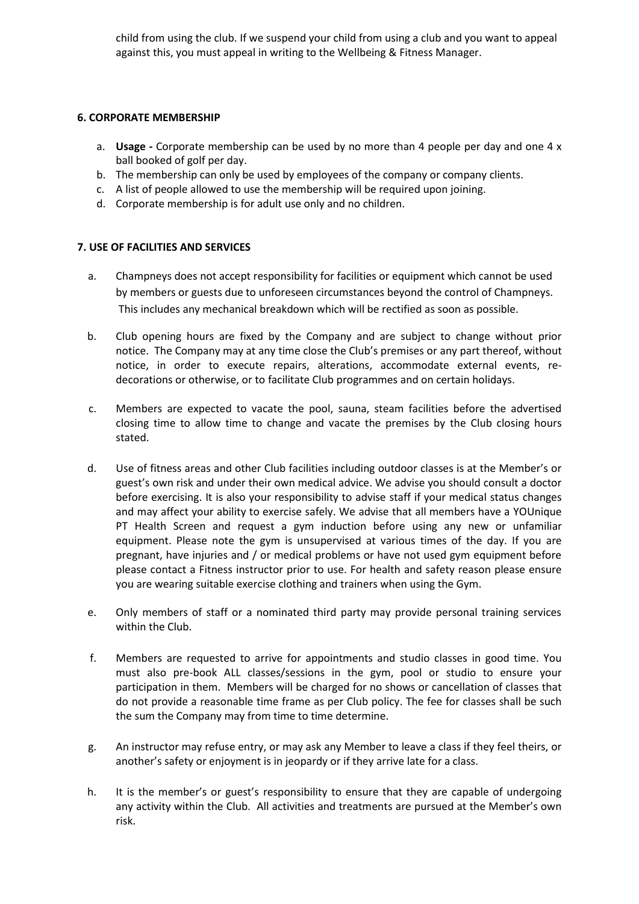child from using the club. If we suspend your child from using a club and you want to appeal against this, you must appeal in writing to the Wellbeing & Fitness Manager.

### 6. CORPORATE MEMBERSHIP

a. **Usage -** Corporate membership can be used by no more than 4 people per day and one 4 x ball booked of golf per day.
b. The membership can only be used by employees of the company or company clients.
c. A list of people allowed to use the membership will be required upon joining.
d. Corporate membership is for adult use only and no children.

### 7. USE OF FACILITIES AND SERVICES

a. Champneys does not accept responsibility for facilities or equipment which cannot be used by members or guests due to unforeseen circumstances beyond the control of Champneys. This includes any mechanical breakdown which will be rectified as soon as possible.

b. Club opening hours are fixed by the Company and are subject to change without prior notice. The Company may at any time close the Club's premises or any part thereof, without notice, in order to execute repairs, alterations, accommodate external events, re-decorations or otherwise, or to facilitate Club programmes and on certain holidays.

c. Members are expected to vacate the pool, sauna, steam facilities before the advertised closing time to allow time to change and vacate the premises by the Club closing hours stated.

d. Use of fitness areas and other Club facilities including outdoor classes is at the Member's or guest's own risk and under their own medical advice. We advise you should consult a doctor before exercising. It is also your responsibility to advise staff if your medical status changes and may affect your ability to exercise safely. We advise that all members have a YOUnique PT Health Screen and request a gym induction before using any new or unfamiliar equipment. Please note the gym is unsupervised at various times of the day. If you are pregnant, have injuries and / or medical problems or have not used gym equipment before please contact a Fitness instructor prior to use. For health and safety reason please ensure you are wearing suitable exercise clothing and trainers when using the Gym.

e. Only members of staff or a nominated third party may provide personal training services within the Club.

f. Members are requested to arrive for appointments and studio classes in good time. You must also pre-book ALL classes/sessions in the gym, pool or studio to ensure your participation in them. Members will be charged for no shows or cancellation of classes that do not provide a reasonable time frame as per Club policy. The fee for classes shall be such the sum the Company may from time to time determine.

g. An instructor may refuse entry, or may ask any Member to leave a class if they feel theirs, or another's safety or enjoyment is in jeopardy or if they arrive late for a class.

h. It is the member's or guest's responsibility to ensure that they are capable of undergoing any activity within the Club. All activities and treatments are pursued at the Member's own risk.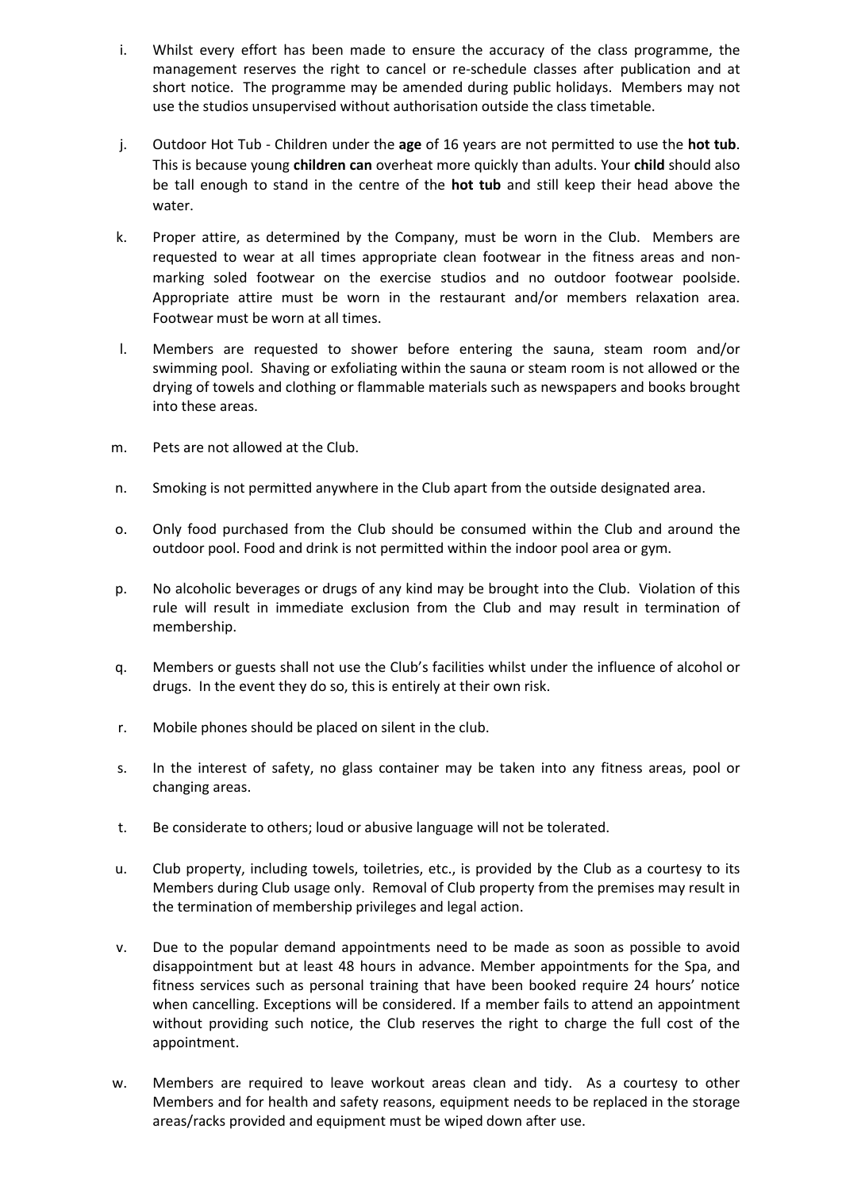i. Whilst every effort has been made to ensure the accuracy of the class programme, the management reserves the right to cancel or re-schedule classes after publication and at short notice. The programme may be amended during public holidays. Members may not use the studios unsupervised without authorisation outside the class timetable.

j. Outdoor Hot Tub - Children under the **age** of 16 years are not permitted to use the **hot tub**. This is because young **children can** overheat more quickly than adults. Your **child** should also be tall enough to stand in the centre of the **hot tub** and still keep their head above the water.

k. Proper attire, as determined by the Company, must be worn in the Club. Members are requested to wear at all times appropriate clean footwear in the fitness areas and non-marking soled footwear on the exercise studios and no outdoor footwear poolside. Appropriate attire must be worn in the restaurant and/or members relaxation area. Footwear must be worn at all times.

l. Members are requested to shower before entering the sauna, steam room and/or swimming pool. Shaving or exfoliating within the sauna or steam room is not allowed or the drying of towels and clothing or flammable materials such as newspapers and books brought into these areas.

m. Pets are not allowed at the Club.

n. Smoking is not permitted anywhere in the Club apart from the outside designated area.

o. Only food purchased from the Club should be consumed within the Club and around the outdoor pool. Food and drink is not permitted within the indoor pool area or gym.

p. No alcoholic beverages or drugs of any kind may be brought into the Club. Violation of this rule will result in immediate exclusion from the Club and may result in termination of membership.

q. Members or guests shall not use the Club's facilities whilst under the influence of alcohol or drugs. In the event they do so, this is entirely at their own risk.

r. Mobile phones should be placed on silent in the club.

s. In the interest of safety, no glass container may be taken into any fitness areas, pool or changing areas.

t. Be considerate to others; loud or abusive language will not be tolerated.

u. Club property, including towels, toiletries, etc., is provided by the Club as a courtesy to its Members during Club usage only. Removal of Club property from the premises may result in the termination of membership privileges and legal action.

v. Due to the popular demand appointments need to be made as soon as possible to avoid disappointment but at least 48 hours in advance. Member appointments for the Spa, and fitness services such as personal training that have been booked require 24 hours' notice when cancelling. Exceptions will be considered. If a member fails to attend an appointment without providing such notice, the Club reserves the right to charge the full cost of the appointment.

w. Members are required to leave workout areas clean and tidy. As a courtesy to other Members and for health and safety reasons, equipment needs to be replaced in the storage areas/racks provided and equipment must be wiped down after use.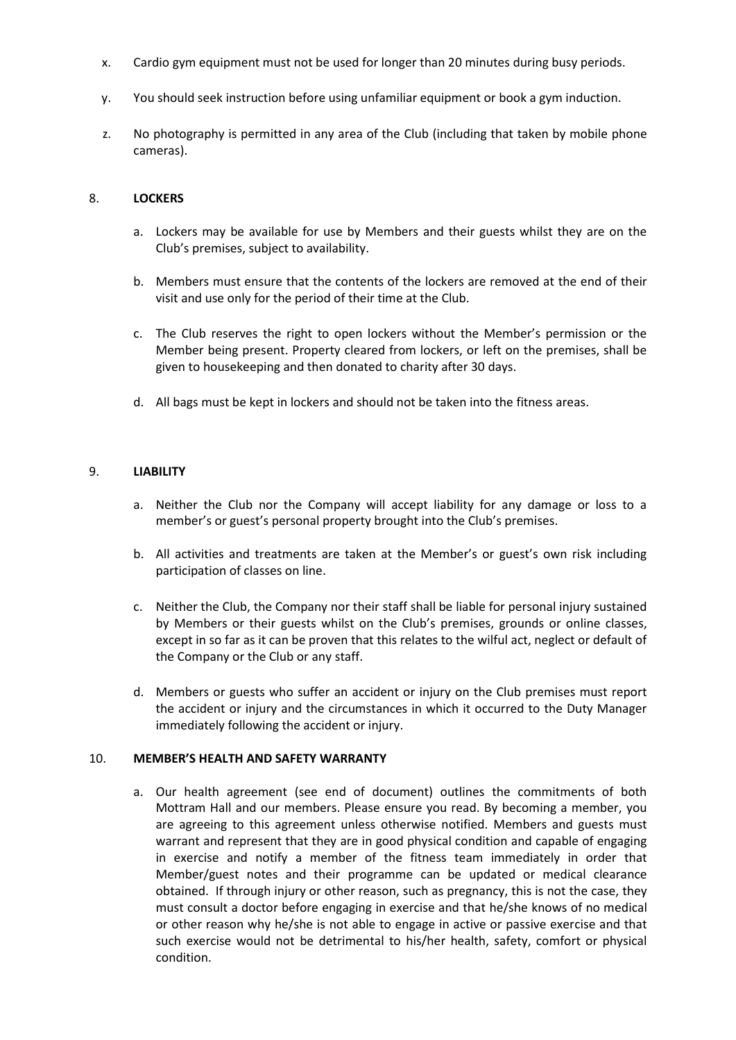x. Cardio gym equipment must not be used for longer than 20 minutes during busy periods.

y. You should seek instruction before using unfamiliar equipment or book a gym induction.

z. No photography is permitted in any area of the Club (including that taken by mobile phone cameras).

## 8. LOCKERS

a. Lockers may be available for use by Members and their guests whilst they are on the Club's premises, subject to availability.

b. Members must ensure that the contents of the lockers are removed at the end of their visit and use only for the period of their time at the Club.

c. The Club reserves the right to open lockers without the Member's permission or the Member being present. Property cleared from lockers, or left on the premises, shall be given to housekeeping and then donated to charity after 30 days.

d. All bags must be kept in lockers and should not be taken into the fitness areas.

## 9. LIABILITY

a. Neither the Club nor the Company will accept liability for any damage or loss to a member's or guest's personal property brought into the Club's premises.

b. All activities and treatments are taken at the Member's or guest's own risk including participation of classes on line.

c. Neither the Club, the Company nor their staff shall be liable for personal injury sustained by Members or their guests whilst on the Club's premises, grounds or online classes, except in so far as it can be proven that this relates to the wilful act, neglect or default of the Company or the Club or any staff.

d. Members or guests who suffer an accident or injury on the Club premises must report the accident or injury and the circumstances in which it occurred to the Duty Manager immediately following the accident or injury.

## 10. MEMBER'S HEALTH AND SAFETY WARRANTY

a. Our health agreement (see end of document) outlines the commitments of both Mottram Hall and our members. Please ensure you read. By becoming a member, you are agreeing to this agreement unless otherwise notified. Members and guests must warrant and represent that they are in good physical condition and capable of engaging in exercise and notify a member of the fitness team immediately in order that Member/guest notes and their programme can be updated or medical clearance obtained. If through injury or other reason, such as pregnancy, this is not the case, they must consult a doctor before engaging in exercise and that he/she knows of no medical or other reason why he/she is not able to engage in active or passive exercise and that such exercise would not be detrimental to his/her health, safety, comfort or physical condition.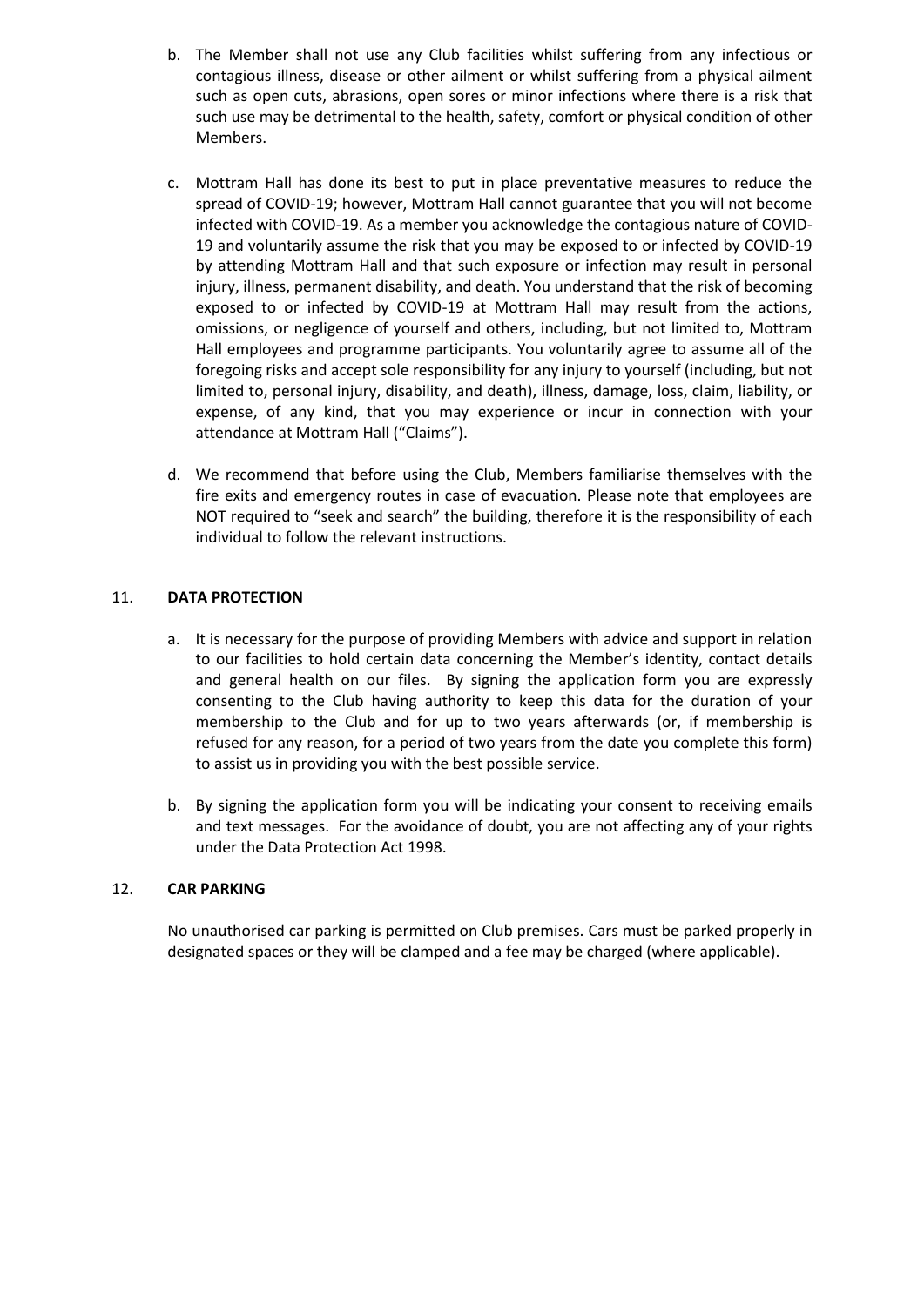b. The Member shall not use any Club facilities whilst suffering from any infectious or contagious illness, disease or other ailment or whilst suffering from a physical ailment such as open cuts, abrasions, open sores or minor infections where there is a risk that such use may be detrimental to the health, safety, comfort or physical condition of other Members.

c. Mottram Hall has done its best to put in place preventative measures to reduce the spread of COVID-19; however, Mottram Hall cannot guarantee that you will not become infected with COVID-19. As a member you acknowledge the contagious nature of COVID-19 and voluntarily assume the risk that you may be exposed to or infected by COVID-19 by attending Mottram Hall and that such exposure or infection may result in personal injury, illness, permanent disability, and death. You understand that the risk of becoming exposed to or infected by COVID-19 at Mottram Hall may result from the actions, omissions, or negligence of yourself and others, including, but not limited to, Mottram Hall employees and programme participants. You voluntarily agree to assume all of the foregoing risks and accept sole responsibility for any injury to yourself (including, but not limited to, personal injury, disability, and death), illness, damage, loss, claim, liability, or expense, of any kind, that you may experience or incur in connection with your attendance at Mottram Hall ("Claims").

d. We recommend that before using the Club, Members familiarise themselves with the fire exits and emergency routes in case of evacuation. Please note that employees are NOT required to "seek and search" the building, therefore it is the responsibility of each individual to follow the relevant instructions.

## 11. **DATA PROTECTION**

a. It is necessary for the purpose of providing Members with advice and support in relation to our facilities to hold certain data concerning the Member's identity, contact details and general health on our files. By signing the application form you are expressly consenting to the Club having authority to keep this data for the duration of your membership to the Club and for up to two years afterwards (or, if membership is refused for any reason, for a period of two years from the date you complete this form) to assist us in providing you with the best possible service.

b. By signing the application form you will be indicating your consent to receiving emails and text messages. For the avoidance of doubt, you are not affecting any of your rights under the Data Protection Act 1998.

## 12. **CAR PARKING**

No unauthorised car parking is permitted on Club premises. Cars must be parked properly in designated spaces or they will be clamped and a fee may be charged (where applicable).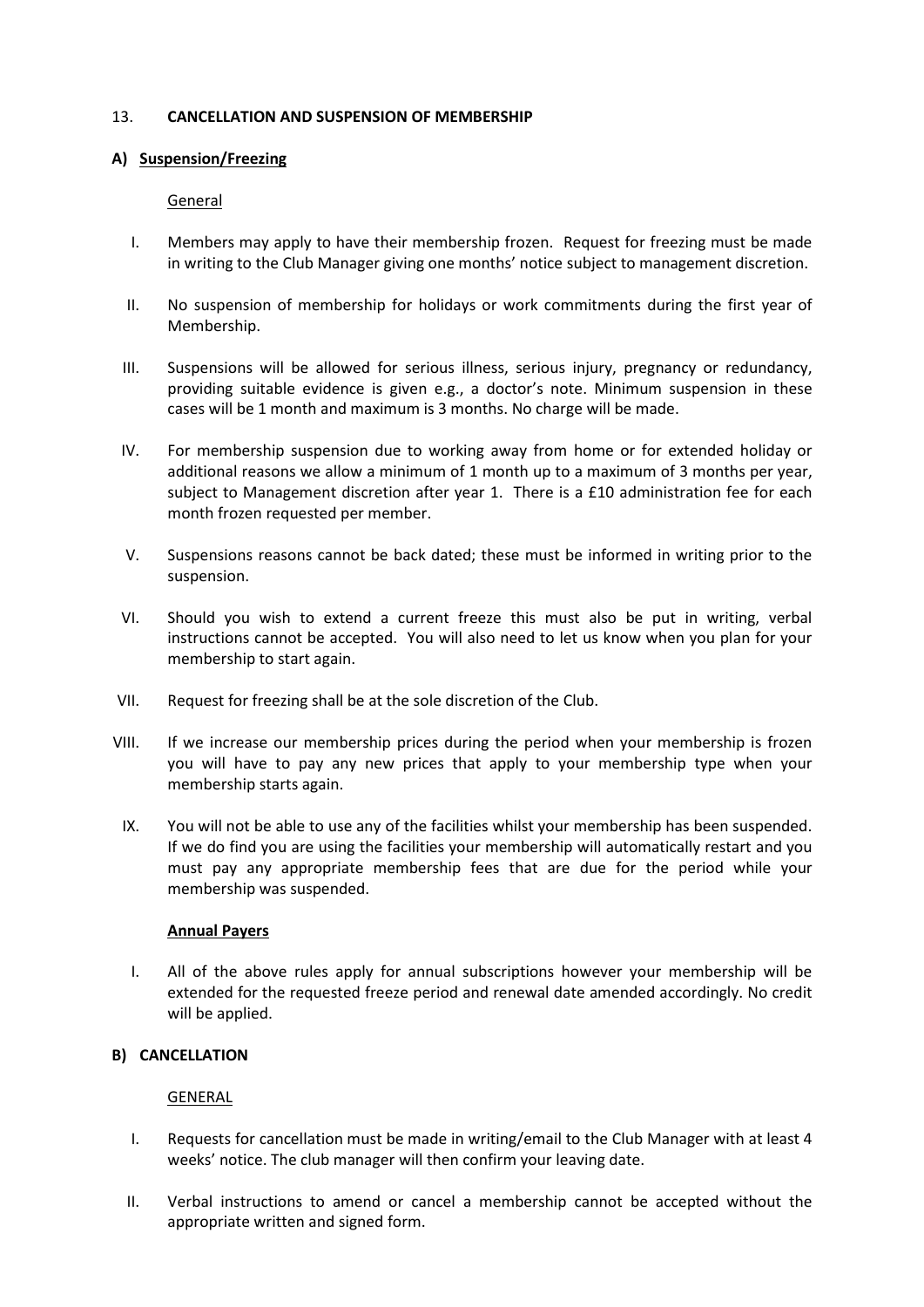## 13. **CANCELLATION AND SUSPENSION OF MEMBERSHIP**

### A) <u>Suspension/Freezing</u>

<u>General</u>

I. Members may apply to have their membership frozen. Request for freezing must be made in writing to the Club Manager giving one months' notice subject to management discretion.

II. No suspension of membership for holidays or work commitments during the first year of Membership.

III. Suspensions will be allowed for serious illness, serious injury, pregnancy or redundancy, providing suitable evidence is given e.g., a doctor's note. Minimum suspension in these cases will be 1 month and maximum is 3 months. No charge will be made.

IV. For membership suspension due to working away from home or for extended holiday or additional reasons we allow a minimum of 1 month up to a maximum of 3 months per year, subject to Management discretion after year 1. There is a £10 administration fee for each month frozen requested per member.

V. Suspensions reasons cannot be back dated; these must be informed in writing prior to the suspension.

VI. Should you wish to extend a current freeze this must also be put in writing, verbal instructions cannot be accepted. You will also need to let us know when you plan for your membership to start again.

VII. Request for freezing shall be at the sole discretion of the Club.

VIII. If we increase our membership prices during the period when your membership is frozen you will have to pay any new prices that apply to your membership type when your membership starts again.

IX. You will not be able to use any of the facilities whilst your membership has been suspended. If we do find you are using the facilities your membership will automatically restart and you must pay any appropriate membership fees that are due for the period while your membership was suspended.

**<u>Annual Payers</u>**

I. All of the above rules apply for annual subscriptions however your membership will be extended for the requested freeze period and renewal date amended accordingly. No credit will be applied.

### B) CANCELLATION

<u>GENERAL</u>

I. Requests for cancellation must be made in writing/email to the Club Manager with at least 4 weeks' notice. The club manager will then confirm your leaving date.

II. Verbal instructions to amend or cancel a membership cannot be accepted without the appropriate written and signed form.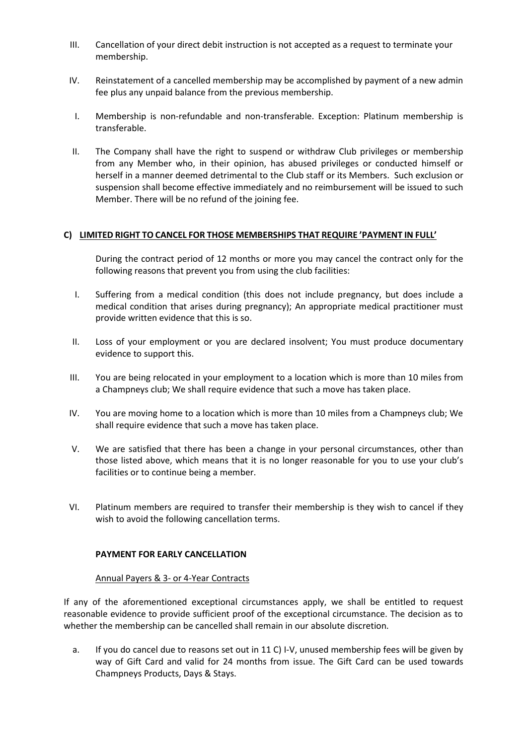III. Cancellation of your direct debit instruction is not accepted as a request to terminate your membership.

IV. Reinstatement of a cancelled membership may be accomplished by payment of a new admin fee plus any unpaid balance from the previous membership.

I. Membership is non-refundable and non-transferable. Exception: Platinum membership is transferable.

II. The Company shall have the right to suspend or withdraw Club privileges or membership from any Member who, in their opinion, has abused privileges or conducted himself or herself in a manner deemed detrimental to the Club staff or its Members. Such exclusion or suspension shall become effective immediately and no reimbursement will be issued to such Member. There will be no refund of the joining fee.

**C) LIMITED RIGHT TO CANCEL FOR THOSE MEMBERSHIPS THAT REQUIRE 'PAYMENT IN FULL'**

During the contract period of 12 months or more you may cancel the contract only for the following reasons that prevent you from using the club facilities:

I. Suffering from a medical condition (this does not include pregnancy, but does include a medical condition that arises during pregnancy); An appropriate medical practitioner must provide written evidence that this is so.

II. Loss of your employment or you are declared insolvent; You must produce documentary evidence to support this.

III. You are being relocated in your employment to a location which is more than 10 miles from a Champneys club; We shall require evidence that such a move has taken place.

IV. You are moving home to a location which is more than 10 miles from a Champneys club; We shall require evidence that such a move has taken place.

V. We are satisfied that there has been a change in your personal circumstances, other than those listed above, which means that it is no longer reasonable for you to use your club's facilities or to continue being a member.

VI. Platinum members are required to transfer their membership is they wish to cancel if they wish to avoid the following cancellation terms.

**PAYMENT FOR EARLY CANCELLATION**

Annual Payers & 3- or 4-Year Contracts

If any of the aforementioned exceptional circumstances apply, we shall be entitled to request reasonable evidence to provide sufficient proof of the exceptional circumstance. The decision as to whether the membership can be cancelled shall remain in our absolute discretion.

a. If you do cancel due to reasons set out in 11 C) I-V, unused membership fees will be given by way of Gift Card and valid for 24 months from issue. The Gift Card can be used towards Champneys Products, Days & Stays.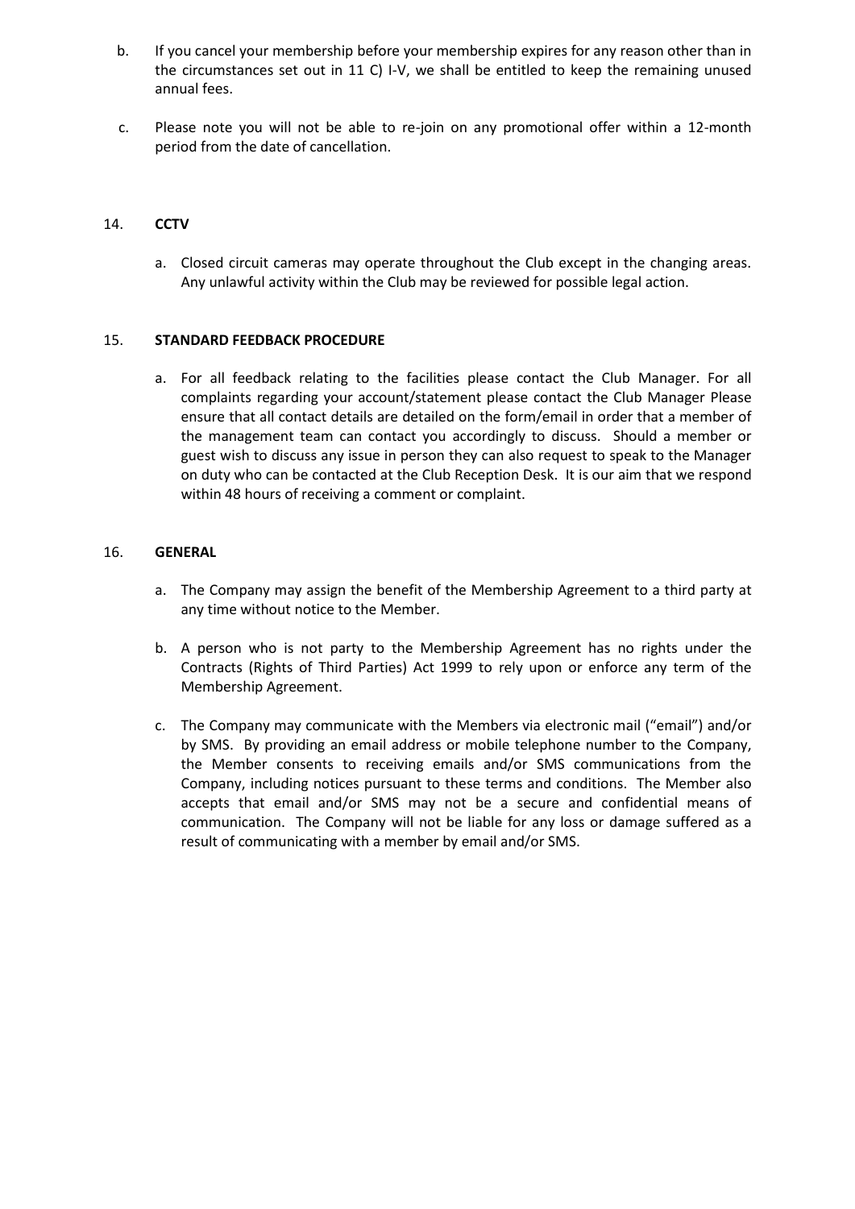b. If you cancel your membership before your membership expires for any reason other than in the circumstances set out in 11 C) I-V, we shall be entitled to keep the remaining unused annual fees.

c. Please note you will not be able to re-join on any promotional offer within a 12-month period from the date of cancellation.

14. **CCTV**

a. Closed circuit cameras may operate throughout the Club except in the changing areas. Any unlawful activity within the Club may be reviewed for possible legal action.

15. **STANDARD FEEDBACK PROCEDURE**

a. For all feedback relating to the facilities please contact the Club Manager. For all complaints regarding your account/statement please contact the Club Manager Please ensure that all contact details are detailed on the form/email in order that a member of the management team can contact you accordingly to discuss. Should a member or guest wish to discuss any issue in person they can also request to speak to the Manager on duty who can be contacted at the Club Reception Desk. It is our aim that we respond within 48 hours of receiving a comment or complaint.

16. **GENERAL**

a. The Company may assign the benefit of the Membership Agreement to a third party at any time without notice to the Member.

b. A person who is not party to the Membership Agreement has no rights under the Contracts (Rights of Third Parties) Act 1999 to rely upon or enforce any term of the Membership Agreement.

c. The Company may communicate with the Members via electronic mail ("email") and/or by SMS. By providing an email address or mobile telephone number to the Company, the Member consents to receiving emails and/or SMS communications from the Company, including notices pursuant to these terms and conditions. The Member also accepts that email and/or SMS may not be a secure and confidential means of communication. The Company will not be liable for any loss or damage suffered as a result of communicating with a member by email and/or SMS.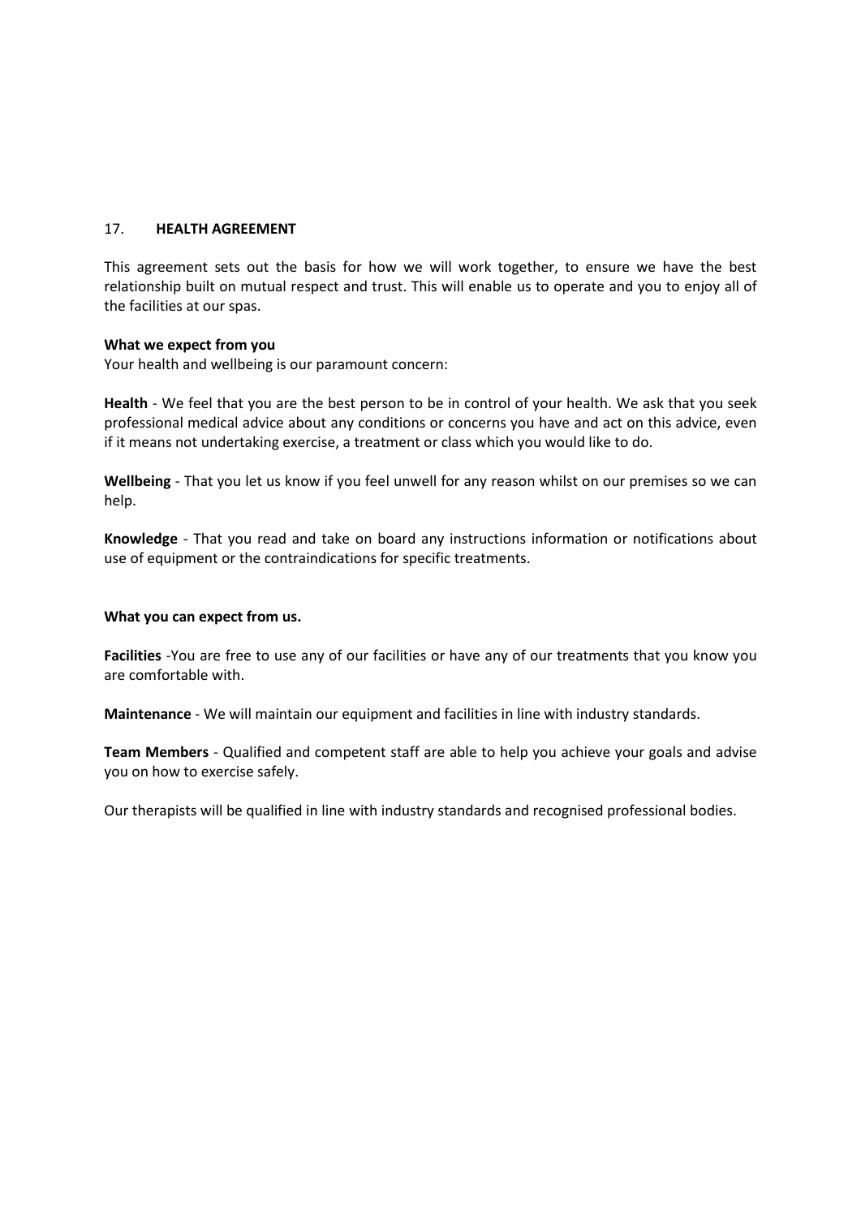## 17. HEALTH AGREEMENT

This agreement sets out the basis for how we will work together, to ensure we have the best relationship built on mutual respect and trust. This will enable us to operate and you to enjoy all of the facilities at our spas.

**What we expect from you**

Your health and wellbeing is our paramount concern:

**Health** - We feel that you are the best person to be in control of your health. We ask that you seek professional medical advice about any conditions or concerns you have and act on this advice, even if it means not undertaking exercise, a treatment or class which you would like to do.

**Wellbeing** - That you let us know if you feel unwell for any reason whilst on our premises so we can help.

**Knowledge** - That you read and take on board any instructions information or notifications about use of equipment or the contraindications for specific treatments.

**What you can expect from us.**

**Facilities** -You are free to use any of our facilities or have any of our treatments that you know you are comfortable with.

**Maintenance** - We will maintain our equipment and facilities in line with industry standards.

**Team Members** - Qualified and competent staff are able to help you achieve your goals and advise you on how to exercise safely.

Our therapists will be qualified in line with industry standards and recognised professional bodies.